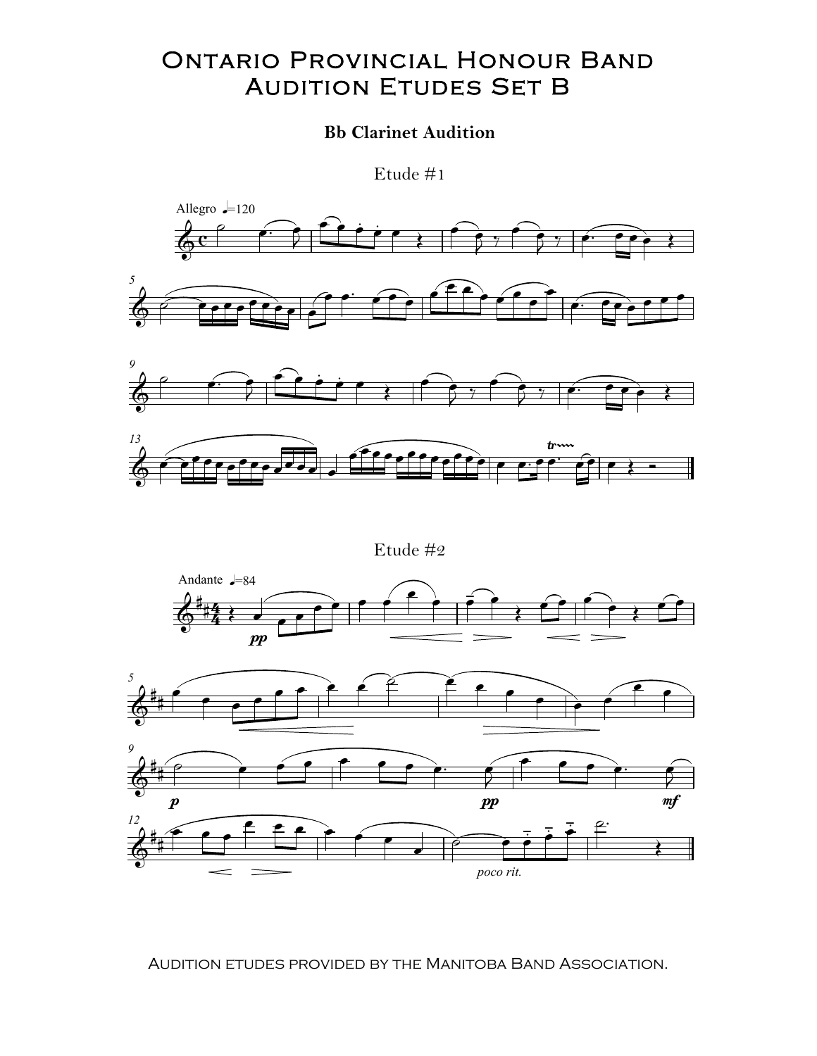# Ontario Provincial Honour Band Audition Etudes Set B

**Bb Clarinet Audition**

Etude #1

Etude #2

Audition etudes provided by the Manitoba Band Association.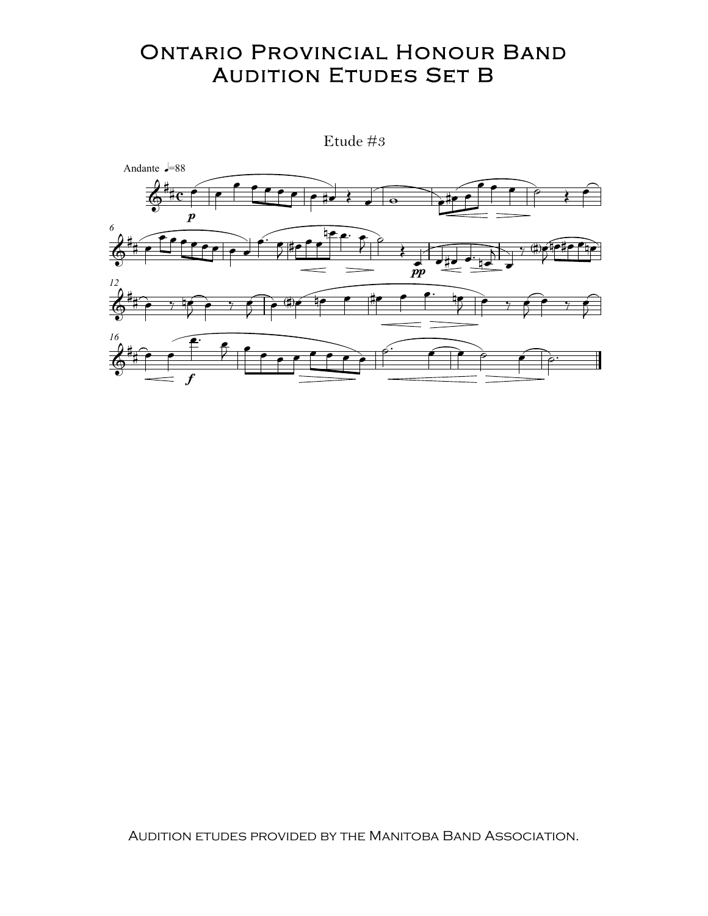# Ontario Provincial Honour Band
# Audition Etudes Set B

## Etude #3

Andante ♩=88

Audition etudes provided by the Manitoba Band Association.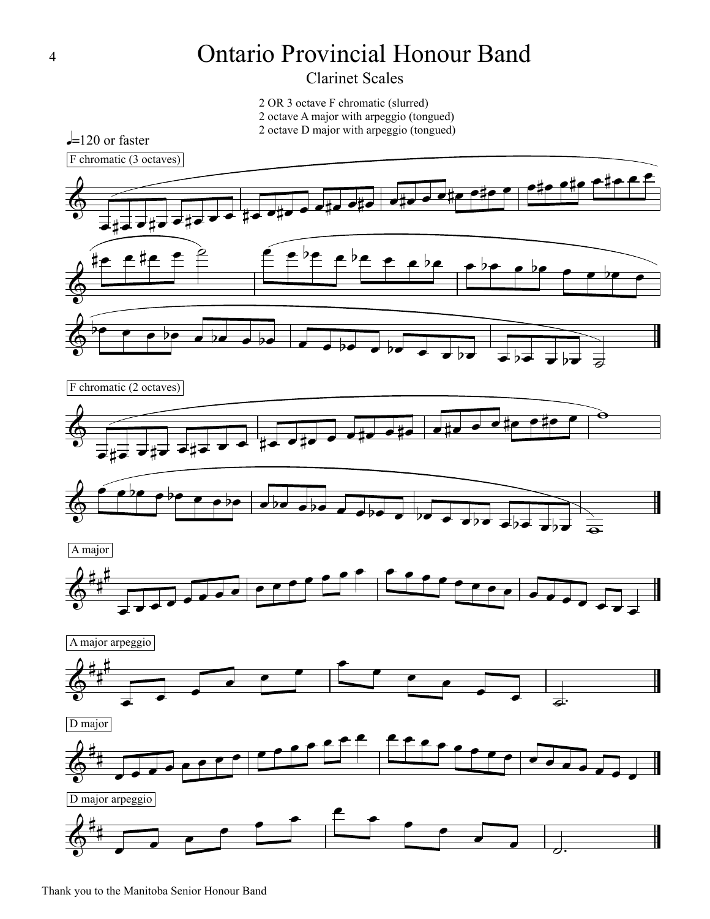# Ontario Provincial Honour Band

## Clarinet Scales

2 OR 3 octave F chromatic (slurred)
2 octave A major with arpeggio (tongued)
2 octave D major with arpeggio (tongued)

♩=120 or faster

F chromatic (3 octaves)

F chromatic (2 octaves)

A major

A major arpeggio

D major

D major arpeggio

Thank you to the Manitoba Senior Honour Band